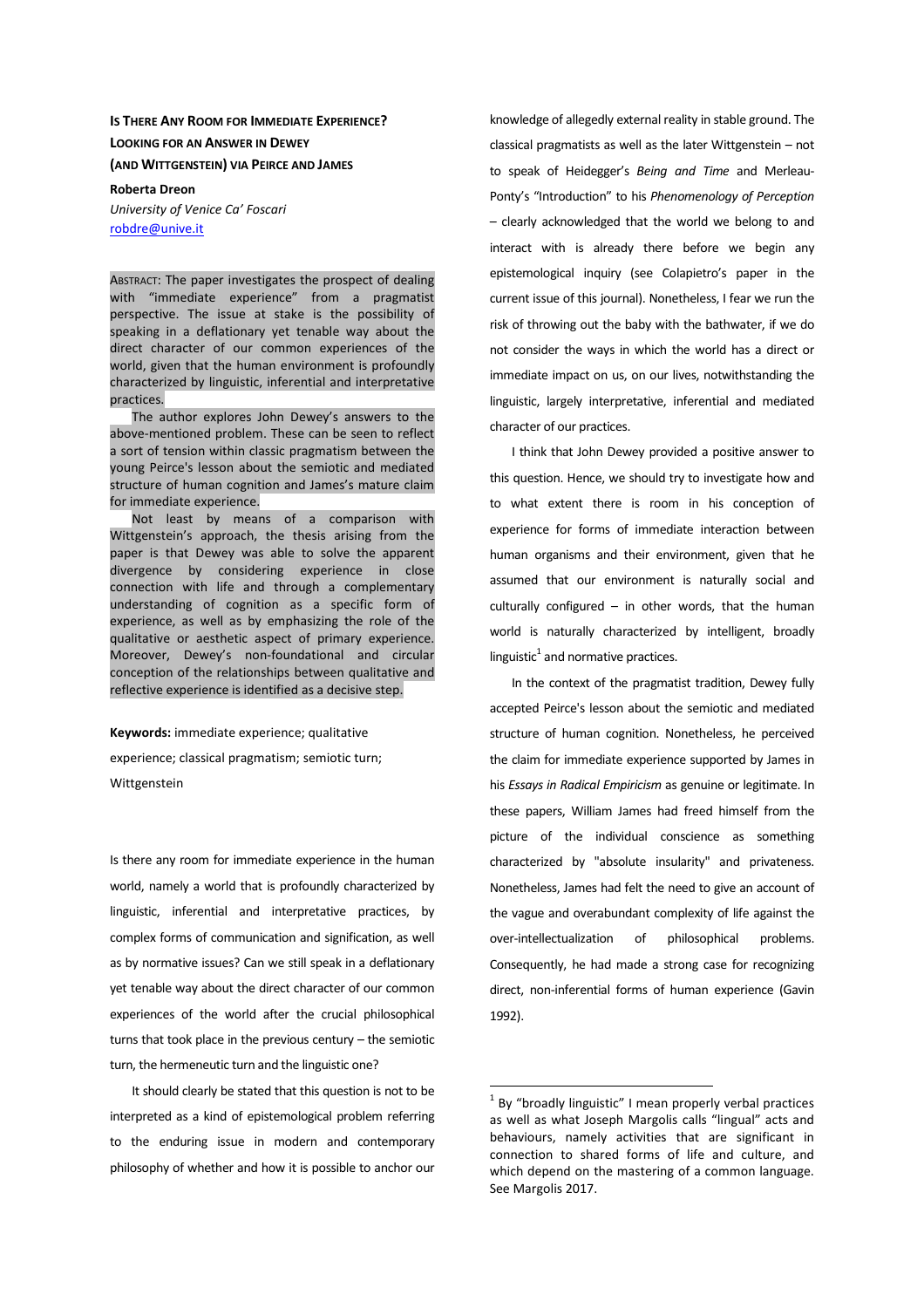# Is There Any Room for Immediate Experience? Looking for an Answer in Dewey (and Wittgenstein) via Peirce and James

**Roberta Dreon**
*University of Venice Ca' Foscari*
robdre@unive.it

Abstract: The paper investigates the prospect of dealing with "immediate experience" from a pragmatist perspective. The issue at stake is the possibility of speaking in a deflationary yet tenable way about the direct character of our common experiences of the world, given that the human environment is profoundly characterized by linguistic, inferential and interpretative practices.

The author explores John Dewey's answers to the above-mentioned problem. These can be seen to reflect a sort of tension within classic pragmatism between the young Peirce's lesson about the semiotic and mediated structure of human cognition and James's mature claim for immediate experience.

Not least by means of a comparison with Wittgenstein's approach, the thesis arising from the paper is that Dewey was able to solve the apparent divergence by considering experience in close connection with life and through a complementary understanding of cognition as a specific form of experience, as well as by emphasizing the role of the qualitative or aesthetic aspect of primary experience. Moreover, Dewey's non-foundational and circular conception of the relationships between qualitative and reflective experience is identified as a decisive step.

**Keywords:** immediate experience; qualitative experience; classical pragmatism; semiotic turn; Wittgenstein

Is there any room for immediate experience in the human world, namely a world that is profoundly characterized by linguistic, inferential and interpretative practices, by complex forms of communication and signification, as well as by normative issues? Can we still speak in a deflationary yet tenable way about the direct character of our common experiences of the world after the crucial philosophical turns that took place in the previous century – the semiotic turn, the hermeneutic turn and the linguistic one?

It should clearly be stated that this question is not to be interpreted as a kind of epistemological problem referring to the enduring issue in modern and contemporary philosophy of whether and how it is possible to anchor our knowledge of allegedly external reality in stable ground. The classical pragmatists as well as the later Wittgenstein – not to speak of Heidegger's *Being and Time* and Merleau-Ponty's "Introduction" to his *Phenomenology of Perception* – clearly acknowledged that the world we belong to and interact with is already there before we begin any epistemological inquiry (see Colapietro's paper in the current issue of this journal). Nonetheless, I fear we run the risk of throwing out the baby with the bathwater, if we do not consider the ways in which the world has a direct or immediate impact on us, on our lives, notwithstanding the linguistic, largely interpretative, inferential and mediated character of our practices.

I think that John Dewey provided a positive answer to this question. Hence, we should try to investigate how and to what extent there is room in his conception of experience for forms of immediate interaction between human organisms and their environment, given that he assumed that our environment is naturally social and culturally configured – in other words, that the human world is naturally characterized by intelligent, broadly linguistic[1] and normative practices.

In the context of the pragmatist tradition, Dewey fully accepted Peirce's lesson about the semiotic and mediated structure of human cognition. Nonetheless, he perceived the claim for immediate experience supported by James in his *Essays in Radical Empiricism* as genuine or legitimate. In these papers, William James had freed himself from the picture of the individual conscience as something characterized by "absolute insularity" and privateness. Nonetheless, James had felt the need to give an account of the vague and overabundant complexity of life against the over-intellectualization of philosophical problems. Consequently, he had made a strong case for recognizing direct, non-inferential forms of human experience (Gavin 1992).

[1] By "broadly linguistic" I mean properly verbal practices as well as what Joseph Margolis calls "lingual" acts and behaviours, namely activities that are significant in connection to shared forms of life and culture, and which depend on the mastering of a common language. See Margolis 2017.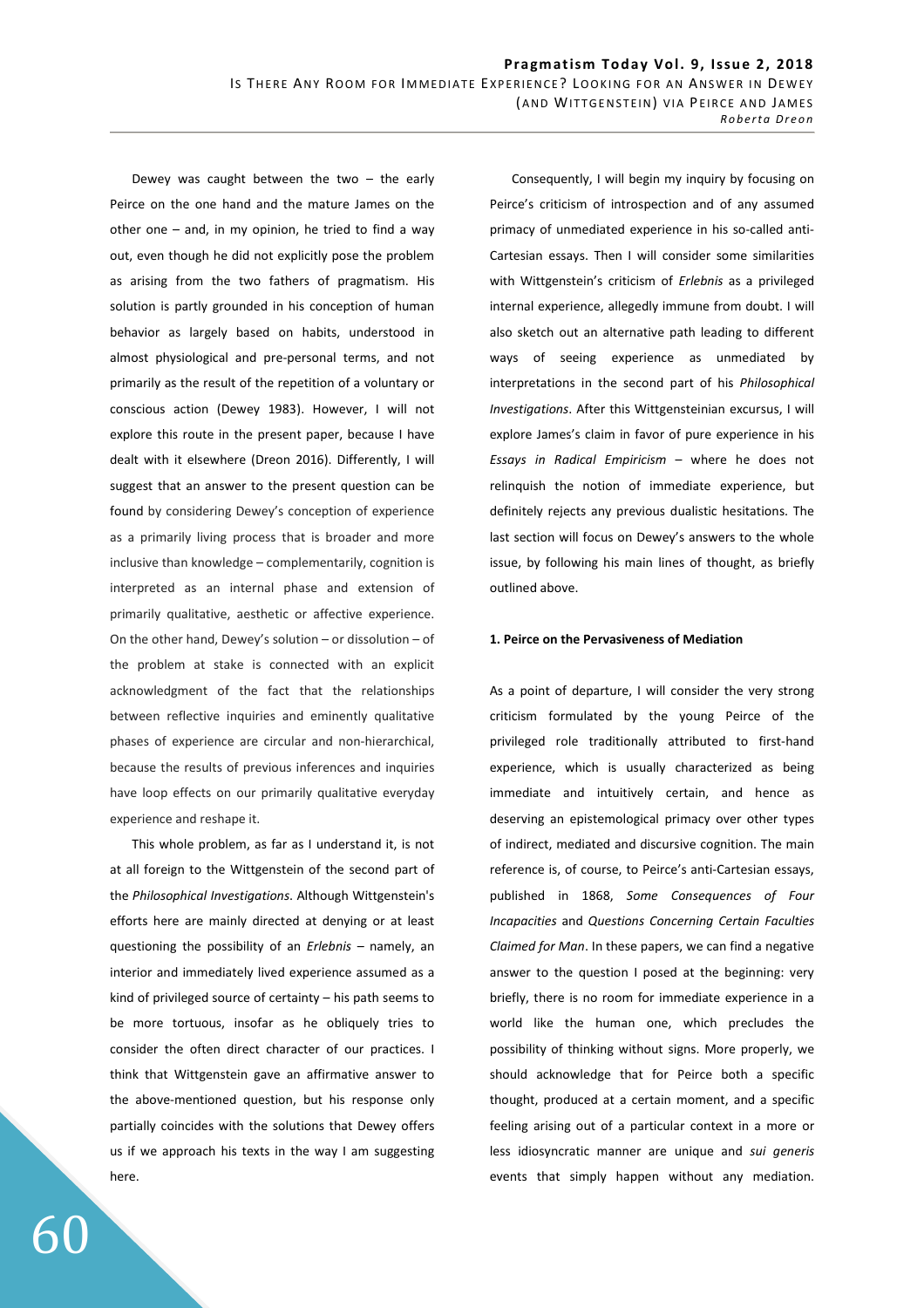Dewey was caught between the two – the early Peirce on the one hand and the mature James on the other one – and, in my opinion, he tried to find a way out, even though he did not explicitly pose the problem as arising from the two fathers of pragmatism. His solution is partly grounded in his conception of human behavior as largely based on habits, understood in almost physiological and pre-personal terms, and not primarily as the result of the repetition of a voluntary or conscious action (Dewey 1983). However, I will not explore this route in the present paper, because I have dealt with it elsewhere (Dreon 2016). Differently, I will suggest that an answer to the present question can be found by considering Dewey's conception of experience as a primarily living process that is broader and more inclusive than knowledge – complementarily, cognition is interpreted as an internal phase and extension of primarily qualitative, aesthetic or affective experience. On the other hand, Dewey's solution – or dissolution – of the problem at stake is connected with an explicit acknowledgment of the fact that the relationships between reflective inquiries and eminently qualitative phases of experience are circular and non-hierarchical, because the results of previous inferences and inquiries have loop effects on our primarily qualitative everyday experience and reshape it.

This whole problem, as far as I understand it, is not at all foreign to the Wittgenstein of the second part of the *Philosophical Investigations*. Although Wittgenstein's efforts here are mainly directed at denying or at least questioning the possibility of an *Erlebnis* – namely, an interior and immediately lived experience assumed as a kind of privileged source of certainty – his path seems to be more tortuous, insofar as he obliquely tries to consider the often direct character of our practices. I think that Wittgenstein gave an affirmative answer to the above-mentioned question, but his response only partially coincides with the solutions that Dewey offers us if we approach his texts in the way I am suggesting here.

Consequently, I will begin my inquiry by focusing on Peirce's criticism of introspection and of any assumed primacy of unmediated experience in his so-called anti-Cartesian essays. Then I will consider some similarities with Wittgenstein's criticism of *Erlebnis* as a privileged internal experience, allegedly immune from doubt. I will also sketch out an alternative path leading to different ways of seeing experience as unmediated by interpretations in the second part of his *Philosophical Investigations*. After this Wittgensteinian excursus, I will explore James's claim in favor of pure experience in his *Essays in Radical Empiricism* – where he does not relinquish the notion of immediate experience, but definitely rejects any previous dualistic hesitations. The last section will focus on Dewey's answers to the whole issue, by following his main lines of thought, as briefly outlined above.

#### 1. Peirce on the Pervasiveness of Mediation

As a point of departure, I will consider the very strong criticism formulated by the young Peirce of the privileged role traditionally attributed to first-hand experience, which is usually characterized as being immediate and intuitively certain, and hence as deserving an epistemological primacy over other types of indirect, mediated and discursive cognition. The main reference is, of course, to Peirce's anti-Cartesian essays, published in 1868, *Some Consequences of Four Incapacities* and *Questions Concerning Certain Faculties Claimed for Man*. In these papers, we can find a negative answer to the question I posed at the beginning: very briefly, there is no room for immediate experience in a world like the human one, which precludes the possibility of thinking without signs. More properly, we should acknowledge that for Peirce both a specific thought, produced at a certain moment, and a specific feeling arising out of a particular context in a more or less idiosyncratic manner are unique and *sui generis* events that simply happen without any mediation.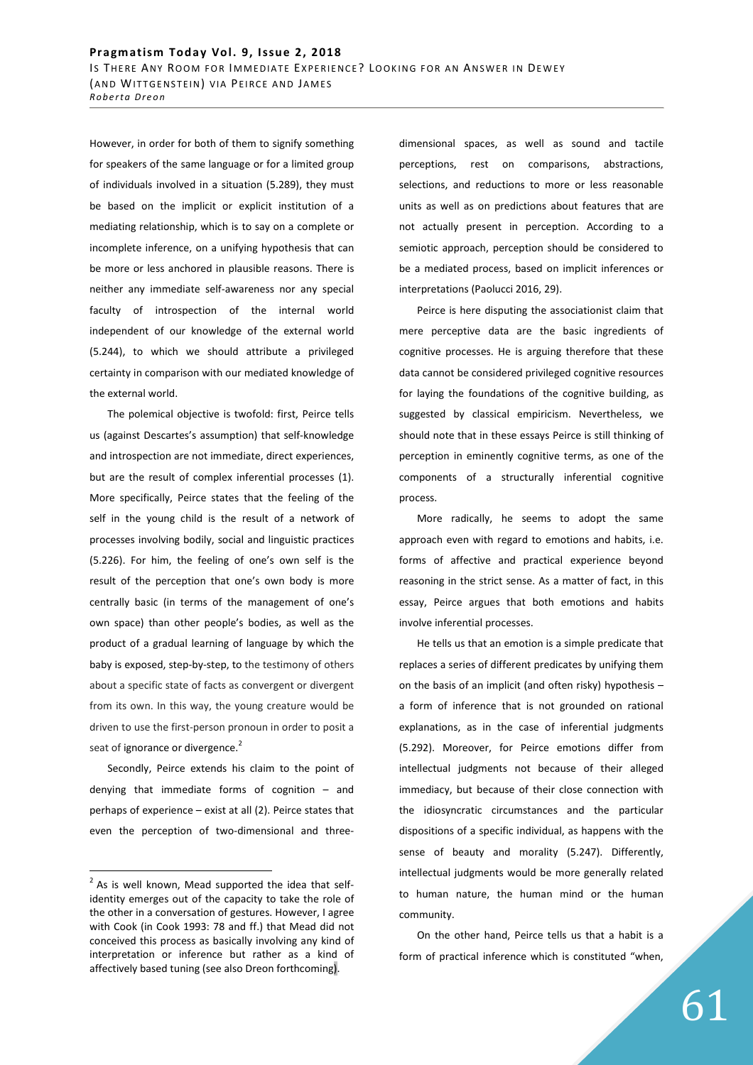However, in order for both of them to signify something for speakers of the same language or for a limited group of individuals involved in a situation (5.289), they must be based on the implicit or explicit institution of a mediating relationship, which is to say on a complete or incomplete inference, on a unifying hypothesis that can be more or less anchored in plausible reasons. There is neither any immediate self-awareness nor any special faculty of introspection of the internal world independent of our knowledge of the external world (5.244), to which we should attribute a privileged certainty in comparison with our mediated knowledge of the external world.

The polemical objective is twofold: first, Peirce tells us (against Descartes's assumption) that self-knowledge and introspection are not immediate, direct experiences, but are the result of complex inferential processes (1). More specifically, Peirce states that the feeling of the self in the young child is the result of a network of processes involving bodily, social and linguistic practices (5.226). For him, the feeling of one's own self is the result of the perception that one's own body is more centrally basic (in terms of the management of one's own space) than other people's bodies, as well as the product of a gradual learning of language by which the baby is exposed, step-by-step, to the testimony of others about a specific state of facts as convergent or divergent from its own. In this way, the young creature would be driven to use the first-person pronoun in order to posit a seat of ignorance or divergence.[2]

Secondly, Peirce extends his claim to the point of denying that immediate forms of cognition – and perhaps of experience – exist at all (2). Peirce states that even the perception of two-dimensional and three-dimensional spaces, as well as sound and tactile perceptions, rest on comparisons, abstractions, selections, and reductions to more or less reasonable units as well as on predictions about features that are not actually present in perception. According to a semiotic approach, perception should be considered to be a mediated process, based on implicit inferences or interpretations (Paolucci 2016, 29).

Peirce is here disputing the associationist claim that mere perceptive data are the basic ingredients of cognitive processes. He is arguing therefore that these data cannot be considered privileged cognitive resources for laying the foundations of the cognitive building, as suggested by classical empiricism. Nevertheless, we should note that in these essays Peirce is still thinking of perception in eminently cognitive terms, as one of the components of a structurally inferential cognitive process.

More radically, he seems to adopt the same approach even with regard to emotions and habits, i.e. forms of affective and practical experience beyond reasoning in the strict sense. As a matter of fact, in this essay, Peirce argues that both emotions and habits involve inferential processes.

He tells us that an emotion is a simple predicate that replaces a series of different predicates by unifying them on the basis of an implicit (and often risky) hypothesis – a form of inference that is not grounded on rational explanations, as in the case of inferential judgments (5.292). Moreover, for Peirce emotions differ from intellectual judgments not because of their alleged immediacy, but because of their close connection with the idiosyncratic circumstances and the particular dispositions of a specific individual, as happens with the sense of beauty and morality (5.247). Differently, intellectual judgments would be more generally related to human nature, the human mind or the human community.

On the other hand, Peirce tells us that a habit is a form of practical inference which is constituted "when,

---

[2] As is well known, Mead supported the idea that self-identity emerges out of the capacity to take the role of the other in a conversation of gestures. However, I agree with Cook (in Cook 1993: 78 and ff.) that Mead did not conceived this process as basically involving any kind of interpretation or inference but rather as a kind of affectively based tuning (see also Dreon forthcoming).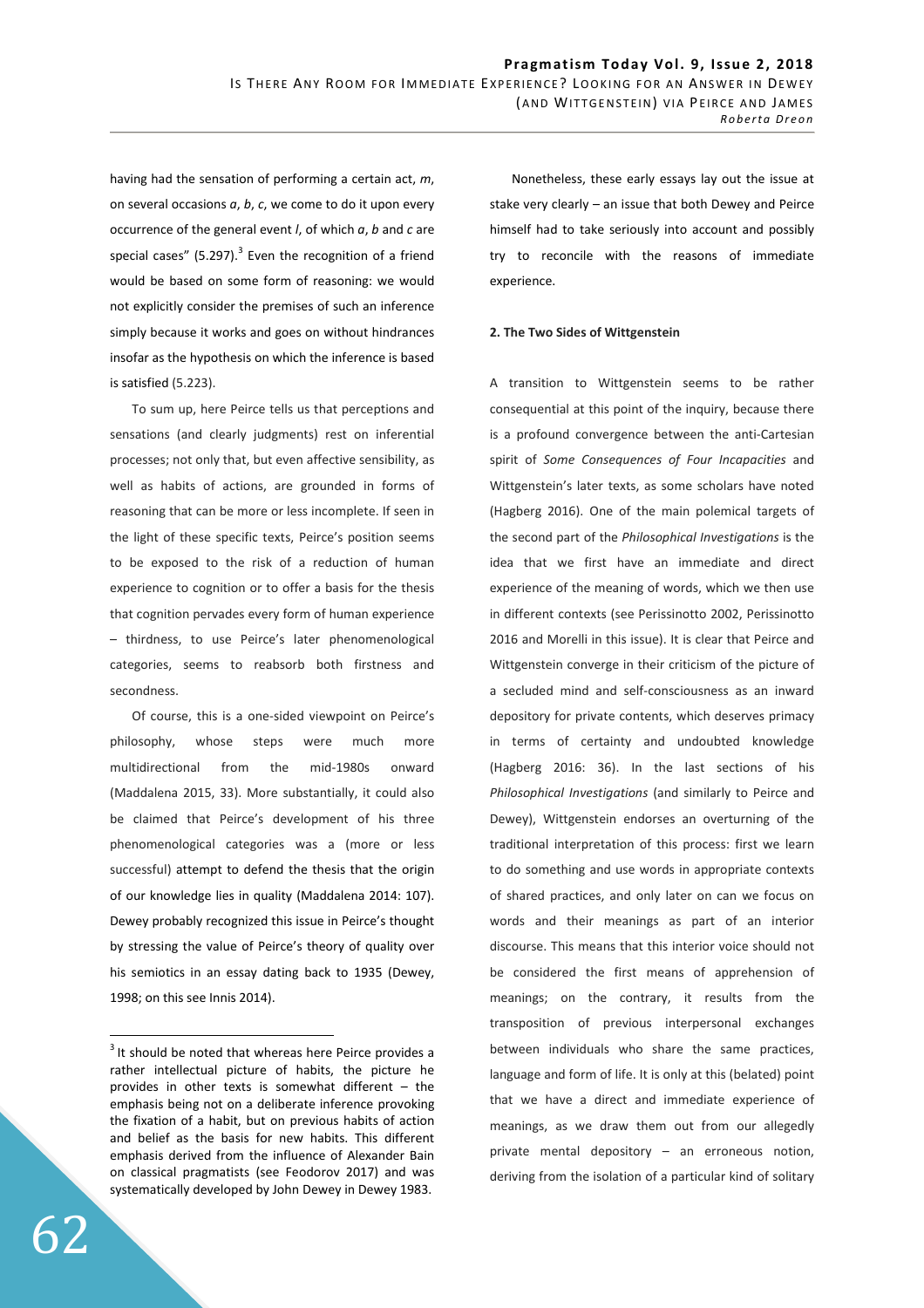having had the sensation of performing a certain act, *m*, on several occasions *a*, *b*, *c*, we come to do it upon every occurrence of the general event *l*, of which *a*, *b* and *c* are special cases" (5.297).[3] Even the recognition of a friend would be based on some form of reasoning: we would not explicitly consider the premises of such an inference simply because it works and goes on without hindrances insofar as the hypothesis on which the inference is based is satisfied (5.223).

To sum up, here Peirce tells us that perceptions and sensations (and clearly judgments) rest on inferential processes; not only that, but even affective sensibility, as well as habits of actions, are grounded in forms of reasoning that can be more or less incomplete. If seen in the light of these specific texts, Peirce's position seems to be exposed to the risk of a reduction of human experience to cognition or to offer a basis for the thesis that cognition pervades every form of human experience – thirdness, to use Peirce's later phenomenological categories, seems to reabsorb both firstness and secondness.

Of course, this is a one-sided viewpoint on Peirce's philosophy, whose steps were much more multidirectional from the mid-1980s onward (Maddalena 2015, 33). More substantially, it could also be claimed that Peirce's development of his three phenomenological categories was a (more or less successful) attempt to defend the thesis that the origin of our knowledge lies in quality (Maddalena 2014: 107). Dewey probably recognized this issue in Peirce's thought by stressing the value of Peirce's theory of quality over his semiotics in an essay dating back to 1935 (Dewey, 1998; on this see Innis 2014).

Nonetheless, these early essays lay out the issue at stake very clearly – an issue that both Dewey and Peirce himself had to take seriously into account and possibly try to reconcile with the reasons of immediate experience.

## 2. The Two Sides of Wittgenstein

A transition to Wittgenstein seems to be rather consequential at this point of the inquiry, because there is a profound convergence between the anti-Cartesian spirit of *Some Consequences of Four Incapacities* and Wittgenstein's later texts, as some scholars have noted (Hagberg 2016). One of the main polemical targets of the second part of the *Philosophical Investigations* is the idea that we first have an immediate and direct experience of the meaning of words, which we then use in different contexts (see Perissinotto 2002, Perissinotto 2016 and Morelli in this issue). It is clear that Peirce and Wittgenstein converge in their criticism of the picture of a secluded mind and self-consciousness as an inward depository for private contents, which deserves primacy in terms of certainty and undoubted knowledge (Hagberg 2016: 36). In the last sections of his *Philosophical Investigations* (and similarly to Peirce and Dewey), Wittgenstein endorses an overturning of the traditional interpretation of this process: first we learn to do something and use words in appropriate contexts of shared practices, and only later on can we focus on words and their meanings as part of an interior discourse. This means that this interior voice should not be considered the first means of apprehension of meanings; on the contrary, it results from the transposition of previous interpersonal exchanges between individuals who share the same practices, language and form of life. It is only at this (belated) point that we have a direct and immediate experience of meanings, as we draw them out from our allegedly private mental depository – an erroneous notion, deriving from the isolation of a particular kind of solitary

---

[3] It should be noted that whereas here Peirce provides a rather intellectual picture of habits, the picture he provides in other texts is somewhat different – the emphasis being not on a deliberate inference provoking the fixation of a habit, but on previous habits of action and belief as the basis for new habits. This different emphasis derived from the influence of Alexander Bain on classical pragmatists (see Feodorov 2017) and was systematically developed by John Dewey in Dewey 1983.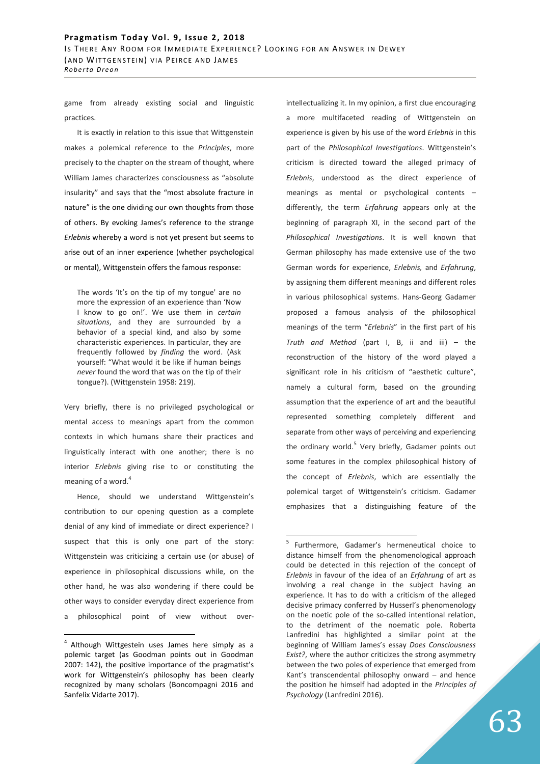game from already existing social and linguistic practices.

It is exactly in relation to this issue that Wittgenstein makes a polemical reference to the *Principles*, more precisely to the chapter on the stream of thought, where William James characterizes consciousness as "absolute insularity" and says that the "most absolute fracture in nature" is the one dividing our own thoughts from those of others. By evoking James's reference to the strange *Erlebnis* whereby a word is not yet present but seems to arise out of an inner experience (whether psychological or mental), Wittgenstein offers the famous response:

> The words 'It's on the tip of my tongue' are no more the expression of an experience than 'Now I know to go on!'. We use them in *certain situations*, and they are surrounded by a behavior of a special kind, and also by some characteristic experiences. In particular, they are frequently followed by *finding* the word. (Ask yourself: "What would it be like if human beings *never* found the word that was on the tip of their tongue?). (Wittgenstein 1958: 219).

Very briefly, there is no privileged psychological or mental access to meanings apart from the common contexts in which humans share their practices and linguistically interact with one another; there is no interior *Erlebnis* giving rise to or constituting the meaning of a word.[4]

Hence, should we understand Wittgenstein's contribution to our opening question as a complete denial of any kind of immediate or direct experience? I suspect that this is only one part of the story: Wittgenstein was criticizing a certain use (or abuse) of experience in philosophical discussions while, on the other hand, he was also wondering if there could be other ways to consider everyday direct experience from a philosophical point of view without over-intellectualizing it. In my opinion, a first clue encouraging a more multifaceted reading of Wittgenstein on experience is given by his use of the word *Erlebnis* in this part of the *Philosophical Investigations*. Wittgenstein's criticism is directed toward the alleged primacy of *Erlebnis*, understood as the direct experience of meanings as mental or psychological contents – differently, the term *Erfahrung* appears only at the beginning of paragraph XI, in the second part of the *Philosophical Investigations*. It is well known that German philosophy has made extensive use of the two German words for experience, *Erlebnis,* and *Erfahrung*, by assigning them different meanings and different roles in various philosophical systems. Hans-Georg Gadamer proposed a famous analysis of the philosophical meanings of the term "*Erlebnis*" in the first part of his *Truth and Method* (part I, B, ii and iii) – the reconstruction of the history of the word played a significant role in his criticism of "aesthetic culture", namely a cultural form, based on the grounding assumption that the experience of art and the beautiful represented something completely different and separate from other ways of perceiving and experiencing the ordinary world.[5] Very briefly, Gadamer points out some features in the complex philosophical history of the concept of *Erlebnis*, which are essentially the polemical target of Wittgenstein's criticism. Gadamer emphasizes that a distinguishing feature of the

---

[4] Although Wittgestein uses James here simply as a polemic target (as Goodman points out in Goodman 2007: 142), the positive importance of the pragmatist's work for Wittgenstein's philosophy has been clearly recognized by many scholars (Boncompagni 2016 and Sanfelix Vidarte 2017).

[5] Furthermore, Gadamer's hermeneutical choice to distance himself from the phenomenological approach could be detected in this rejection of the concept of *Erlebnis* in favour of the idea of an *Erfahrung* of art as involving a real change in the subject having an experience. It has to do with a criticism of the alleged decisive primacy conferred by Husserl's phenomenology on the noetic pole of the so-called intentional relation, to the detriment of the noematic pole. Roberta Lanfredini has highlighted a similar point at the beginning of William James's essay *Does Consciousness Exist?*, where the author criticizes the strong asymmetry between the two poles of experience that emerged from Kant's transcendental philosophy onward – and hence the position he himself had adopted in the *Principles of Psychology* (Lanfredini 2016).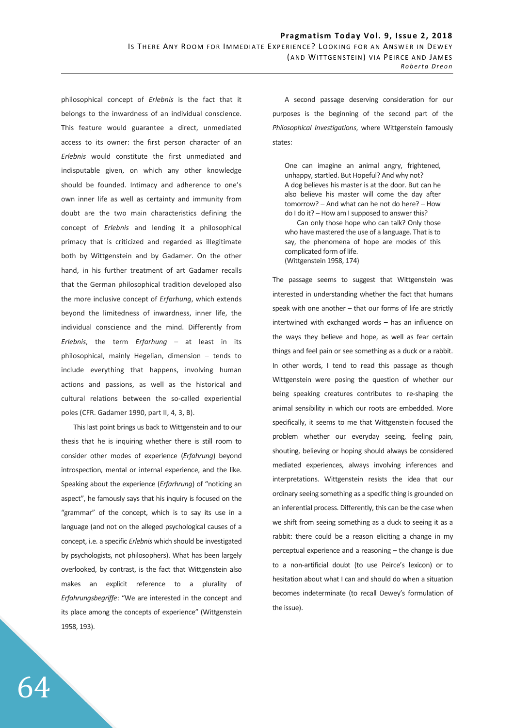philosophical concept of *Erlebnis* is the fact that it belongs to the inwardness of an individual conscience. This feature would guarantee a direct, unmediated access to its owner: the first person character of an *Erlebnis* would constitute the first unmediated and indisputable given, on which any other knowledge should be founded. Intimacy and adherence to one's own inner life as well as certainty and immunity from doubt are the two main characteristics defining the concept of *Erlebnis* and lending it a philosophical primacy that is criticized and regarded as illegitimate both by Wittgenstein and by Gadamer. On the other hand, in his further treatment of art Gadamer recalls that the German philosophical tradition developed also the more inclusive concept of *Erfarhung*, which extends beyond the limitedness of inwardness, inner life, the individual conscience and the mind. Differently from *Erlebnis*, the term *Erfarhung* – at least in its philosophical, mainly Hegelian, dimension – tends to include everything that happens, involving human actions and passions, as well as the historical and cultural relations between the so-called experiential poles (CFR. Gadamer 1990, part II, 4, 3, B).

This last point brings us back to Wittgenstein and to our thesis that he is inquiring whether there is still room to consider other modes of experience (*Erfahrung*) beyond introspection, mental or internal experience, and the like. Speaking about the experience (*Erfarhrung*) of "noticing an aspect", he famously says that his inquiry is focused on the "grammar" of the concept, which is to say its use in a language (and not on the alleged psychological causes of a concept, i.e. a specific *Erlebnis* which should be investigated by psychologists, not philosophers). What has been largely overlooked, by contrast, is the fact that Wittgenstein also makes an explicit reference to a plurality of *Erfahrungsbegriffe*: "We are interested in the concept and its place among the concepts of experience" (Wittgenstein 1958, 193).

A second passage deserving consideration for our purposes is the beginning of the second part of the *Philosophical Investigations*, where Wittgenstein famously states:

> One can imagine an animal angry, frightened, unhappy, startled. But Hopeful? And why not?
> A dog believes his master is at the door. But can he also believe his master will come the day after tomorrow? – And what can he not do here? – How do I do it? – How am I supposed to answer this?
> Can only those hope who can talk? Only those who have mastered the use of a language. That is to say, the phenomena of hope are modes of this complicated form of life.
> (Wittgenstein 1958, 174)

The passage seems to suggest that Wittgenstein was interested in understanding whether the fact that humans speak with one another – that our forms of life are strictly intertwined with exchanged words – has an influence on the ways they believe and hope, as well as fear certain things and feel pain or see something as a duck or a rabbit. In other words, I tend to read this passage as though Wittgenstein were posing the question of whether our being speaking creatures contributes to re-shaping the animal sensibility in which our roots are embedded. More specifically, it seems to me that Wittgenstein focused the problem whether our everyday seeing, feeling pain, shouting, believing or hoping should always be considered mediated experiences, always involving inferences and interpretations. Wittgenstein resists the idea that our ordinary seeing something as a specific thing is grounded on an inferential process. Differently, this can be the case when we shift from seeing something as a duck to seeing it as a rabbit: there could be a reason eliciting a change in my perceptual experience and a reasoning – the change is due to a non-artificial doubt (to use Peirce's lexicon) or to hesitation about what I can and should do when a situation becomes indeterminate (to recall Dewey's formulation of the issue).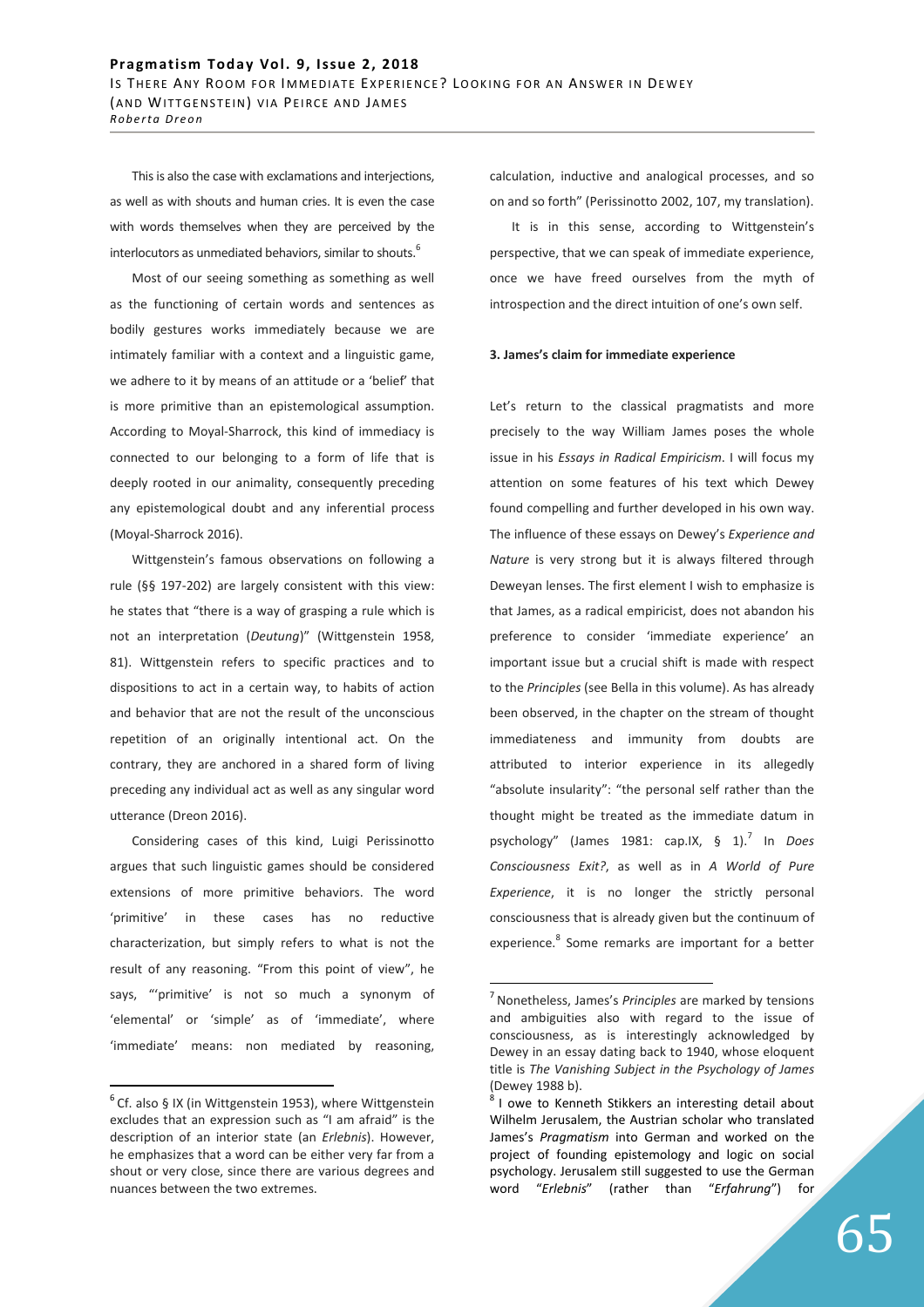This is also the case with exclamations and interjections, as well as with shouts and human cries. It is even the case with words themselves when they are perceived by the interlocutors as unmediated behaviors, similar to shouts.[6]

Most of our seeing something as something as well as the functioning of certain words and sentences as bodily gestures works immediately because we are intimately familiar with a context and a linguistic game, we adhere to it by means of an attitude or a 'belief' that is more primitive than an epistemological assumption. According to Moyal-Sharrock, this kind of immediacy is connected to our belonging to a form of life that is deeply rooted in our animality, consequently preceding any epistemological doubt and any inferential process (Moyal-Sharrock 2016).

Wittgenstein's famous observations on following a rule (§§ 197-202) are largely consistent with this view: he states that "there is a way of grasping a rule which is not an interpretation (*Deutung*)" (Wittgenstein 1958, 81). Wittgenstein refers to specific practices and to dispositions to act in a certain way, to habits of action and behavior that are not the result of the unconscious repetition of an originally intentional act. On the contrary, they are anchored in a shared form of living preceding any individual act as well as any singular word utterance (Dreon 2016).

Considering cases of this kind, Luigi Perissinotto argues that such linguistic games should be considered extensions of more primitive behaviors. The word 'primitive' in these cases has no reductive characterization, but simply refers to what is not the result of any reasoning. "From this point of view", he says, "'primitive' is not so much a synonym of 'elemental' or 'simple' as of 'immediate', where 'immediate' means: non mediated by reasoning, calculation, inductive and analogical processes, and so on and so forth" (Perissinotto 2002, 107, my translation).

It is in this sense, according to Wittgenstein's perspective, that we can speak of immediate experience, once we have freed ourselves from the myth of introspection and the direct intuition of one's own self.

### 3. James's claim for immediate experience

Let's return to the classical pragmatists and more precisely to the way William James poses the whole issue in his *Essays in Radical Empiricism*. I will focus my attention on some features of his text which Dewey found compelling and further developed in his own way. The influence of these essays on Dewey's *Experience and Nature* is very strong but it is always filtered through Deweyan lenses. The first element I wish to emphasize is that James, as a radical empiricist, does not abandon his preference to consider 'immediate experience' an important issue but a crucial shift is made with respect to the *Principles* (see Bella in this volume). As has already been observed, in the chapter on the stream of thought immediateness and immunity from doubts are attributed to interior experience in its allegedly "absolute insularity": "the personal self rather than the thought might be treated as the immediate datum in psychology" (James 1981: cap.IX, § 1).[7] In *Does Consciousness Exit?*, as well as in *A World of Pure Experience*, it is no longer the strictly personal consciousness that is already given but the continuum of experience.[8] Some remarks are important for a better

---

[6] Cf. also § IX (in Wittgenstein 1953), where Wittgenstein excludes that an expression such as "I am afraid" is the description of an interior state (an *Erlebnis*). However, he emphasizes that a word can be either very far from a shout or very close, since there are various degrees and nuances between the two extremes.

[7] Nonetheless, James's *Principles* are marked by tensions and ambiguities also with regard to the issue of consciousness, as is interestingly acknowledged by Dewey in an essay dating back to 1940, whose eloquent title is *The Vanishing Subject in the Psychology of James* (Dewey 1988 b).

[8] I owe to Kenneth Stikkers an interesting detail about Wilhelm Jerusalem, the Austrian scholar who translated James's *Pragmatism* into German and worked on the project of founding epistemology and logic on social psychology. Jerusalem still suggested to use the German word "*Erlebnis*" (rather than "*Erfahrung*") for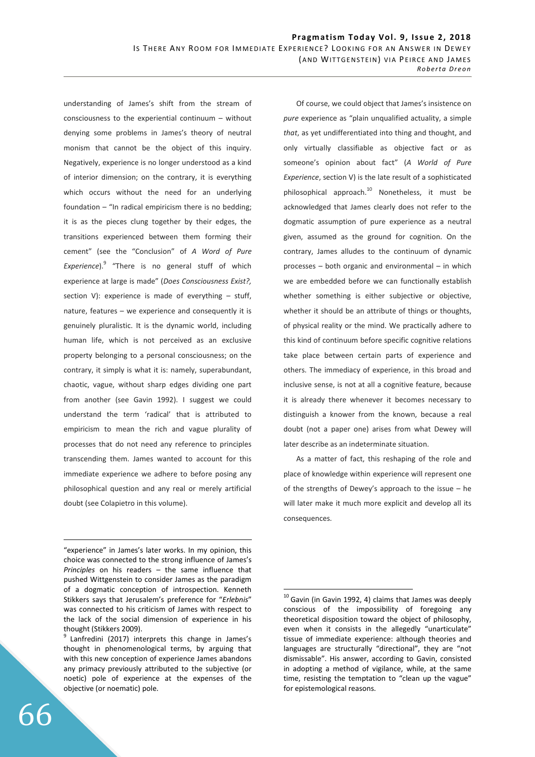understanding of James's shift from the stream of consciousness to the experiential continuum – without denying some problems in James's theory of neutral monism that cannot be the object of this inquiry. Negatively, experience is no longer understood as a kind of interior dimension; on the contrary, it is everything which occurs without the need for an underlying foundation – "In radical empiricism there is no bedding; it is as the pieces clung together by their edges, the transitions experienced between them forming their cement" (see the "Conclusion" of *A Word of Pure Experience*).[9] "There is no general stuff of which experience at large is made" (*Does Consciousness Exist?,* section V): experience is made of everything – stuff, nature, features – we experience and consequently it is genuinely pluralistic. It is the dynamic world, including human life, which is not perceived as an exclusive property belonging to a personal consciousness; on the contrary, it simply is what it is: namely, superabundant, chaotic, vague, without sharp edges dividing one part from another (see Gavin 1992). I suggest we could understand the term 'radical' that is attributed to empiricism to mean the rich and vague plurality of processes that do not need any reference to principles transcending them. James wanted to account for this immediate experience we adhere to before posing any philosophical question and any real or merely artificial doubt (see Colapietro in this volume).

Of course, we could object that James's insistence on *pure* experience as "plain unqualified actuality, a simple *that*, as yet undifferentiated into thing and thought, and only virtually classifiable as objective fact or as someone's opinion about fact" (*A World of Pure Experience*, section V) is the late result of a sophisticated philosophical approach.[10] Nonetheless, it must be acknowledged that James clearly does not refer to the dogmatic assumption of pure experience as a neutral given, assumed as the ground for cognition. On the contrary, James alludes to the continuum of dynamic processes – both organic and environmental – in which we are embedded before we can functionally establish whether something is either subjective or objective, whether it should be an attribute of things or thoughts, of physical reality or the mind. We practically adhere to this kind of continuum before specific cognitive relations take place between certain parts of experience and others. The immediacy of experience, in this broad and inclusive sense, is not at all a cognitive feature, because it is already there whenever it becomes necessary to distinguish a knower from the known, because a real doubt (not a paper one) arises from what Dewey will later describe as an indeterminate situation.

As a matter of fact, this reshaping of the role and place of knowledge within experience will represent one of the strengths of Dewey's approach to the issue – he will later make it much more explicit and develop all its consequences.

---

"experience" in James's later works. In my opinion, this choice was connected to the strong influence of James's *Principles* on his readers – the same influence that pushed Wittgenstein to consider James as the paradigm of a dogmatic conception of introspection. Kenneth Stikkers says that Jerusalem's preference for "*Erlebnis*" was connected to his criticism of James with respect to the lack of the social dimension of experience in his thought (Stikkers 2009).

[9] Lanfredini (2017) interprets this change in James's thought in phenomenological terms, by arguing that with this new conception of experience James abandons any primacy previously attributed to the subjective (or noetic) pole of experience at the expenses of the objective (or noematic) pole.

[10] Gavin (in Gavin 1992, 4) claims that James was deeply conscious of the impossibility of foregoing any theoretical disposition toward the object of philosophy, even when it consists in the allegedly "unarticulate" tissue of immediate experience: although theories and languages are structurally "directional", they are "not dismissable". His answer, according to Gavin, consisted in adopting a method of vigilance, while, at the same time, resisting the temptation to "clean up the vague" for epistemological reasons.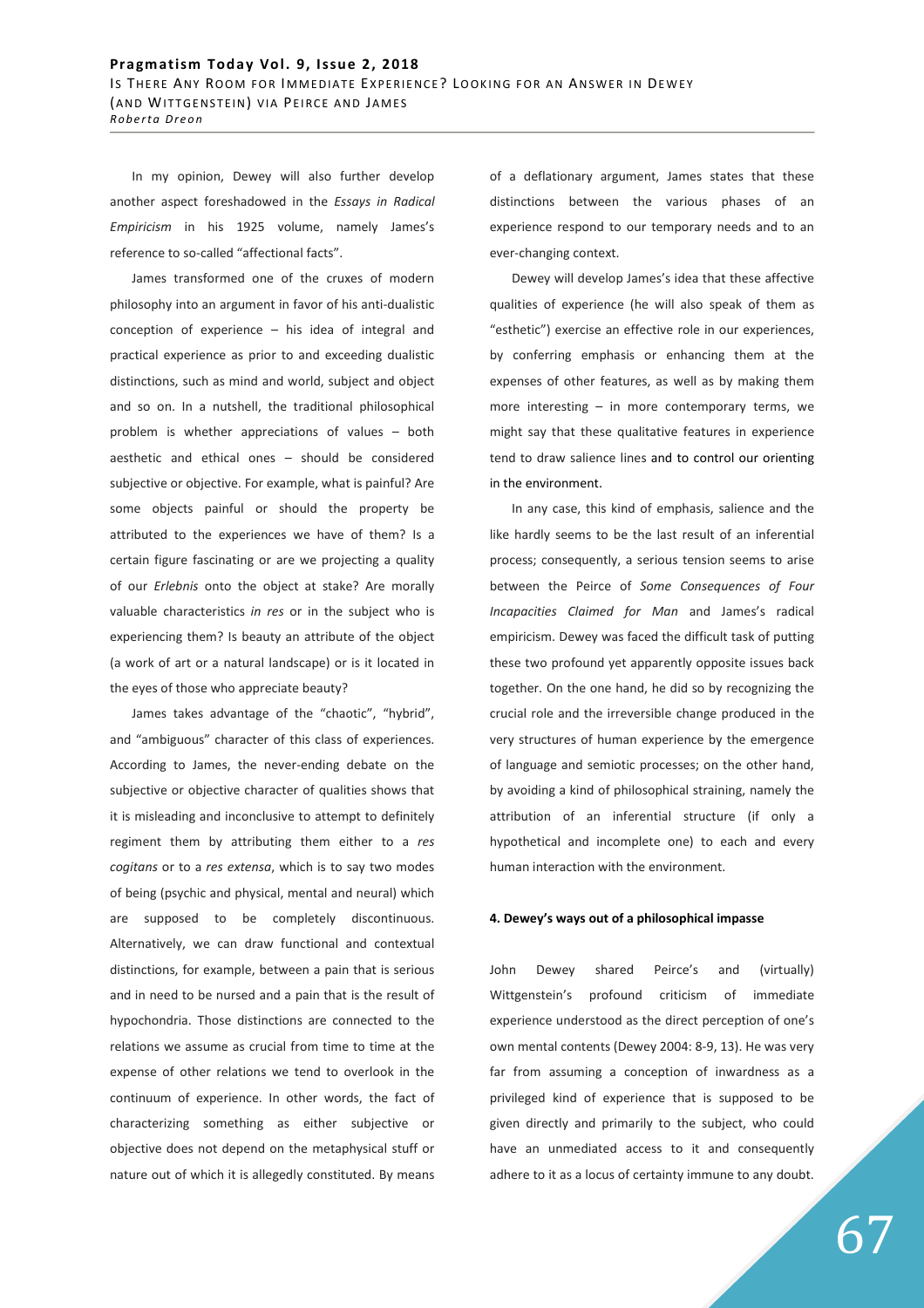In my opinion, Dewey will also further develop another aspect foreshadowed in the *Essays in Radical Empiricism* in his 1925 volume, namely James's reference to so-called "affectional facts".

James transformed one of the cruxes of modern philosophy into an argument in favor of his anti-dualistic conception of experience – his idea of integral and practical experience as prior to and exceeding dualistic distinctions, such as mind and world, subject and object and so on. In a nutshell, the traditional philosophical problem is whether appreciations of values – both aesthetic and ethical ones – should be considered subjective or objective. For example, what is painful? Are some objects painful or should the property be attributed to the experiences we have of them? Is a certain figure fascinating or are we projecting a quality of our *Erlebnis* onto the object at stake? Are morally valuable characteristics *in res* or in the subject who is experiencing them? Is beauty an attribute of the object (a work of art or a natural landscape) or is it located in the eyes of those who appreciate beauty?

James takes advantage of the "chaotic", "hybrid", and "ambiguous" character of this class of experiences. According to James, the never-ending debate on the subjective or objective character of qualities shows that it is misleading and inconclusive to attempt to definitely regiment them by attributing them either to a *res cogitans* or to a *res extensa*, which is to say two modes of being (psychic and physical, mental and neural) which are supposed to be completely discontinuous. Alternatively, we can draw functional and contextual distinctions, for example, between a pain that is serious and in need to be nursed and a pain that is the result of hypochondria. Those distinctions are connected to the relations we assume as crucial from time to time at the expense of other relations we tend to overlook in the continuum of experience. In other words, the fact of characterizing something as either subjective or objective does not depend on the metaphysical stuff or nature out of which it is allegedly constituted. By means of a deflationary argument, James states that these distinctions between the various phases of an experience respond to our temporary needs and to an ever-changing context.

Dewey will develop James's idea that these affective qualities of experience (he will also speak of them as "esthetic") exercise an effective role in our experiences, by conferring emphasis or enhancing them at the expenses of other features, as well as by making them more interesting – in more contemporary terms, we might say that these qualitative features in experience tend to draw salience lines and to control our orienting in the environment.

In any case, this kind of emphasis, salience and the like hardly seems to be the last result of an inferential process; consequently, a serious tension seems to arise between the Peirce of *Some Consequences of Four Incapacities Claimed for Man* and James's radical empiricism. Dewey was faced the difficult task of putting these two profound yet apparently opposite issues back together. On the one hand, he did so by recognizing the crucial role and the irreversible change produced in the very structures of human experience by the emergence of language and semiotic processes; on the other hand, by avoiding a kind of philosophical straining, namely the attribution of an inferential structure (if only a hypothetical and incomplete one) to each and every human interaction with the environment.

## 4. Dewey's ways out of a philosophical impasse

John Dewey shared Peirce's and (virtually) Wittgenstein's profound criticism of immediate experience understood as the direct perception of one's own mental contents (Dewey 2004: 8-9, 13). He was very far from assuming a conception of inwardness as a privileged kind of experience that is supposed to be given directly and primarily to the subject, who could have an unmediated access to it and consequently adhere to it as a locus of certainty immune to any doubt.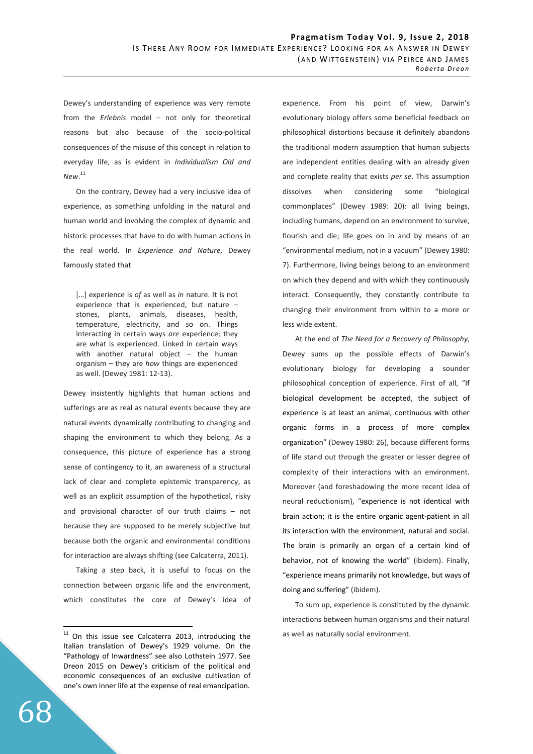Dewey's understanding of experience was very remote from the *Erlebnis* model – not only for theoretical reasons but also because of the socio-political consequences of the misuse of this concept in relation to everyday life, as is evident in *Individualism Old and New*.[11]

On the contrary, Dewey had a very inclusive idea of experience, as something unfolding in the natural and human world and involving the complex of dynamic and historic processes that have to do with human actions in the real world. In *Experience and Nature*, Dewey famously stated that

> […] experience is *of* as well as *in* nature. It is not experience that is experienced, but nature – stones, plants, animals, diseases, health, temperature, electricity, and so on. Things interacting in certain ways *are* experience; they are what is experienced. Linked in certain ways with another natural object – the human organism – they are *how* things are experienced as well. (Dewey 1981: 12-13).

Dewey insistently highlights that human actions and sufferings are as real as natural events because they are natural events dynamically contributing to changing and shaping the environment to which they belong. As a consequence, this picture of experience has a strong sense of contingency to it, an awareness of a structural lack of clear and complete epistemic transparency, as well as an explicit assumption of the hypothetical, risky and provisional character of our truth claims – not because they are supposed to be merely subjective but because both the organic and environmental conditions for interaction are always shifting (see Calcaterra, 2011).

Taking a step back, it is useful to focus on the connection between organic life and the environment, which constitutes the core of Dewey's idea of experience. From his point of view, Darwin's evolutionary biology offers some beneficial feedback on philosophical distortions because it definitely abandons the traditional modern assumption that human subjects are independent entities dealing with an already given and complete reality that exists *per se*. This assumption dissolves when considering some "biological commonplaces" (Dewey 1989: 20): all living beings, including humans, depend on an environment to survive, flourish and die; life goes on in and by means of an "environmental medium, not in a vacuum" (Dewey 1980: 7). Furthermore, living beings belong to an environment on which they depend and with which they continuously interact. Consequently, they constantly contribute to changing their environment from within to a more or less wide extent.

At the end of *The Need for a Recovery of Philosophy*, Dewey sums up the possible effects of Darwin's evolutionary biology for developing a sounder philosophical conception of experience. First of all, "If biological development be accepted, the subject of experience is at least an animal, continuous with other organic forms in a process of more complex organization" (Dewey 1980: 26), because different forms of life stand out through the greater or lesser degree of complexity of their interactions with an environment. Moreover (and foreshadowing the more recent idea of neural reductionism), "experience is not identical with brain action; it is the entire organic agent-patient in all its interaction with the environment, natural and social. The brain is primarily an organ of a certain kind of behavior, not of knowing the world" (ibidem). Finally, "experience means primarily not knowledge, but ways of doing and suffering" (ibidem).

To sum up, experience is constituted by the dynamic interactions between human organisms and their natural as well as naturally social environment.

---

[11] On this issue see Calcaterra 2013, introducing the Italian translation of Dewey's 1929 volume. On the "Pathology of Inwardness" see also Lothstein 1977. See Dreon 2015 on Dewey's criticism of the political and economic consequences of an exclusive cultivation of one's own inner life at the expense of real emancipation.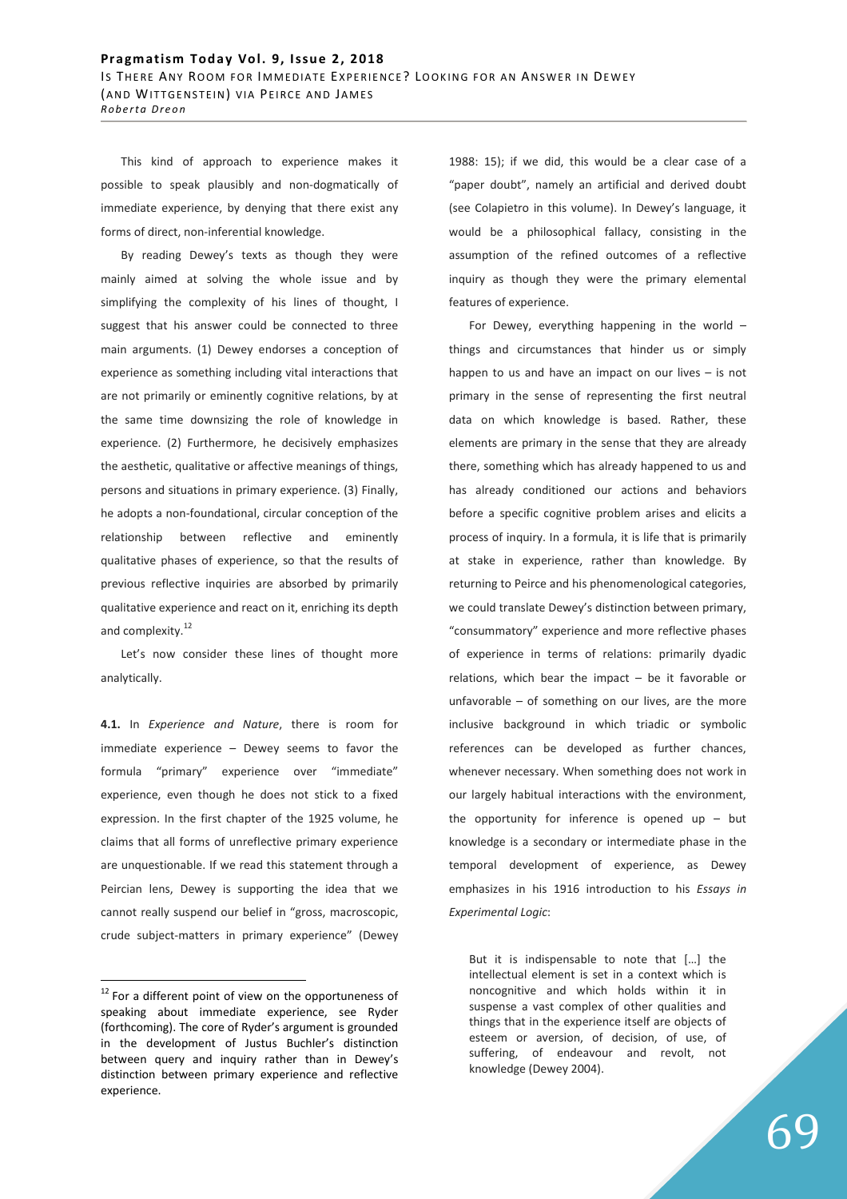This kind of approach to experience makes it possible to speak plausibly and non-dogmatically of immediate experience, by denying that there exist any forms of direct, non-inferential knowledge.

By reading Dewey's texts as though they were mainly aimed at solving the whole issue and by simplifying the complexity of his lines of thought, I suggest that his answer could be connected to three main arguments. (1) Dewey endorses a conception of experience as something including vital interactions that are not primarily or eminently cognitive relations, by at the same time downsizing the role of knowledge in experience. (2) Furthermore, he decisively emphasizes the aesthetic, qualitative or affective meanings of things, persons and situations in primary experience. (3) Finally, he adopts a non-foundational, circular conception of the relationship between reflective and eminently qualitative phases of experience, so that the results of previous reflective inquiries are absorbed by primarily qualitative experience and react on it, enriching its depth and complexity.[12]

Let's now consider these lines of thought more analytically.

**4.1.** In *Experience and Nature*, there is room for immediate experience – Dewey seems to favor the formula "primary" experience over "immediate" experience, even though he does not stick to a fixed expression. In the first chapter of the 1925 volume, he claims that all forms of unreflective primary experience are unquestionable. If we read this statement through a Peircian lens, Dewey is supporting the idea that we cannot really suspend our belief in "gross, macroscopic, crude subject-matters in primary experience" (Dewey 1988: 15); if we did, this would be a clear case of a "paper doubt", namely an artificial and derived doubt (see Colapietro in this volume). In Dewey's language, it would be a philosophical fallacy, consisting in the assumption of the refined outcomes of a reflective inquiry as though they were the primary elemental features of experience.

For Dewey, everything happening in the world – things and circumstances that hinder us or simply happen to us and have an impact on our lives – is not primary in the sense of representing the first neutral data on which knowledge is based. Rather, these elements are primary in the sense that they are already there, something which has already happened to us and has already conditioned our actions and behaviors before a specific cognitive problem arises and elicits a process of inquiry. In a formula, it is life that is primarily at stake in experience, rather than knowledge. By returning to Peirce and his phenomenological categories, we could translate Dewey's distinction between primary, "consummatory" experience and more reflective phases of experience in terms of relations: primarily dyadic relations, which bear the impact – be it favorable or unfavorable – of something on our lives, are the more inclusive background in which triadic or symbolic references can be developed as further chances, whenever necessary. When something does not work in our largely habitual interactions with the environment, the opportunity for inference is opened up – but knowledge is a secondary or intermediate phase in the temporal development of experience, as Dewey emphasizes in his 1916 introduction to his *Essays in Experimental Logic*:

> But it is indispensable to note that […] the intellectual element is set in a context which is noncognitive and which holds within it in suspense a vast complex of other qualities and things that in the experience itself are objects of esteem or aversion, of decision, of use, of suffering, of endeavour and revolt, not knowledge (Dewey 2004).

---

[12] For a different point of view on the opportuneness of speaking about immediate experience, see Ryder (forthcoming). The core of Ryder's argument is grounded in the development of Justus Buchler's distinction between query and inquiry rather than in Dewey's distinction between primary experience and reflective experience.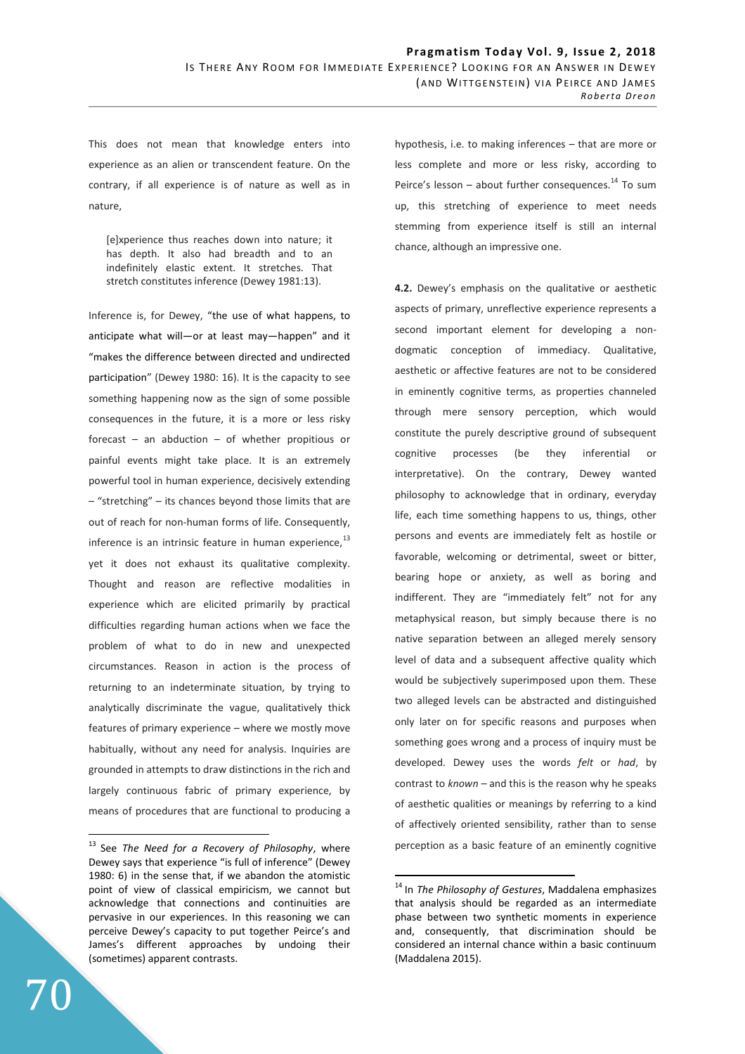This does not mean that knowledge enters into experience as an alien or transcendent feature. On the contrary, if all experience is of nature as well as in nature,

> [e]xperience thus reaches down into nature; it has depth. It also had breadth and to an indefinitely elastic extent. It stretches. That stretch constitutes inference (Dewey 1981:13).

Inference is, for Dewey, "the use of what happens, to anticipate what will—or at least may—happen" and it "makes the difference between directed and undirected participation" (Dewey 1980: 16). It is the capacity to see something happening now as the sign of some possible consequences in the future, it is a more or less risky forecast – an abduction – of whether propitious or painful events might take place. It is an extremely powerful tool in human experience, decisively extending – "stretching" – its chances beyond those limits that are out of reach for non-human forms of life. Consequently, inference is an intrinsic feature in human experience,[13] yet it does not exhaust its qualitative complexity. Thought and reason are reflective modalities in experience which are elicited primarily by practical difficulties regarding human actions when we face the problem of what to do in new and unexpected circumstances. Reason in action is the process of returning to an indeterminate situation, by trying to analytically discriminate the vague, qualitatively thick features of primary experience – where we mostly move habitually, without any need for analysis. Inquiries are grounded in attempts to draw distinctions in the rich and largely continuous fabric of primary experience, by means of procedures that are functional to producing a hypothesis, i.e. to making inferences – that are more or less complete and more or less risky, according to Peirce's lesson – about further consequences.[14] To sum up, this stretching of experience to meet needs stemming from experience itself is still an internal chance, although an impressive one.

**4.2.** Dewey's emphasis on the qualitative or aesthetic aspects of primary, unreflective experience represents a second important element for developing a non-dogmatic conception of immediacy. Qualitative, aesthetic or affective features are not to be considered in eminently cognitive terms, as properties channeled through mere sensory perception, which would constitute the purely descriptive ground of subsequent cognitive processes (be they inferential or interpretative). On the contrary, Dewey wanted philosophy to acknowledge that in ordinary, everyday life, each time something happens to us, things, other persons and events are immediately felt as hostile or favorable, welcoming or detrimental, sweet or bitter, bearing hope or anxiety, as well as boring and indifferent. They are "immediately felt" not for any metaphysical reason, but simply because there is no native separation between an alleged merely sensory level of data and a subsequent affective quality which would be subjectively superimposed upon them. These two alleged levels can be abstracted and distinguished only later on for specific reasons and purposes when something goes wrong and a process of inquiry must be developed. Dewey uses the words *felt* or *had*, by contrast to *known* – and this is the reason why he speaks of aesthetic qualities or meanings by referring to a kind of affectively oriented sensibility, rather than to sense perception as a basic feature of an eminently cognitive

---

[13] See *The Need for a Recovery of Philosophy*, where Dewey says that experience "is full of inference" (Dewey 1980: 6) in the sense that, if we abandon the atomistic point of view of classical empiricism, we cannot but acknowledge that connections and continuities are pervasive in our experiences. In this reasoning we can perceive Dewey's capacity to put together Peirce's and James's different approaches by undoing their (sometimes) apparent contrasts.

[14] In *The Philosophy of Gestures*, Maddalena emphasizes that analysis should be regarded as an intermediate phase between two synthetic moments in experience and, consequently, that discrimination should be considered an internal chance within a basic continuum (Maddalena 2015).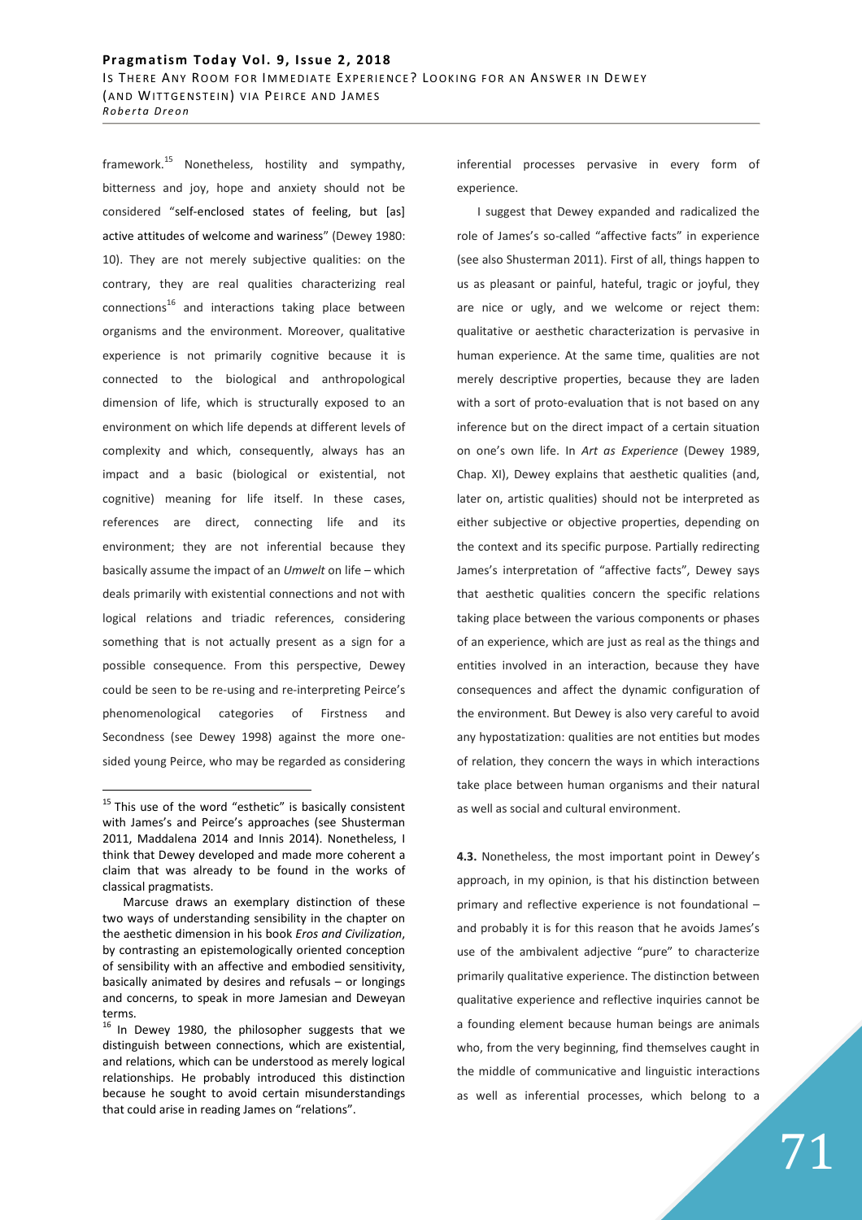framework.[15] Nonetheless, hostility and sympathy, bitterness and joy, hope and anxiety should not be considered "self-enclosed states of feeling, but [as] active attitudes of welcome and wariness" (Dewey 1980: 10). They are not merely subjective qualities: on the contrary, they are real qualities characterizing real connections[16] and interactions taking place between organisms and the environment. Moreover, qualitative experience is not primarily cognitive because it is connected to the biological and anthropological dimension of life, which is structurally exposed to an environment on which life depends at different levels of complexity and which, consequently, always has an impact and a basic (biological or existential, not cognitive) meaning for life itself. In these cases, references are direct, connecting life and its environment; they are not inferential because they basically assume the impact of an *Umwelt* on life – which deals primarily with existential connections and not with logical relations and triadic references, considering something that is not actually present as a sign for a possible consequence. From this perspective, Dewey could be seen to be re-using and re-interpreting Peirce's phenomenological categories of Firstness and Secondness (see Dewey 1998) against the more one-sided young Peirce, who may be regarded as considering inferential processes pervasive in every form of experience.

I suggest that Dewey expanded and radicalized the role of James's so-called "affective facts" in experience (see also Shusterman 2011). First of all, things happen to us as pleasant or painful, hateful, tragic or joyful, they are nice or ugly, and we welcome or reject them: qualitative or aesthetic characterization is pervasive in human experience. At the same time, qualities are not merely descriptive properties, because they are laden with a sort of proto-evaluation that is not based on any inference but on the direct impact of a certain situation on one's own life. In *Art as Experience* (Dewey 1989, Chap. XI), Dewey explains that aesthetic qualities (and, later on, artistic qualities) should not be interpreted as either subjective or objective properties, depending on the context and its specific purpose. Partially redirecting James's interpretation of "affective facts", Dewey says that aesthetic qualities concern the specific relations taking place between the various components or phases of an experience, which are just as real as the things and entities involved in an interaction, because they have consequences and affect the dynamic configuration of the environment. But Dewey is also very careful to avoid any hypostatization: qualities are not entities but modes of relation, they concern the ways in which interactions take place between human organisms and their natural as well as social and cultural environment.

**4.3.** Nonetheless, the most important point in Dewey's approach, in my opinion, is that his distinction between primary and reflective experience is not foundational – and probably it is for this reason that he avoids James's use of the ambivalent adjective "pure" to characterize primarily qualitative experience. The distinction between qualitative experience and reflective inquiries cannot be a founding element because human beings are animals who, from the very beginning, find themselves caught in the middle of communicative and linguistic interactions as well as inferential processes, which belong to a

---

[15] This use of the word "esthetic" is basically consistent with James's and Peirce's approaches (see Shusterman 2011, Maddalena 2014 and Innis 2014). Nonetheless, I think that Dewey developed and made more coherent a claim that was already to be found in the works of classical pragmatists.

Marcuse draws an exemplary distinction of these two ways of understanding sensibility in the chapter on the aesthetic dimension in his book *Eros and Civilization*, by contrasting an epistemologically oriented conception of sensibility with an affective and embodied sensitivity, basically animated by desires and refusals – or longings and concerns, to speak in more Jamesian and Deweyan terms.

[16] In Dewey 1980, the philosopher suggests that we distinguish between connections, which are existential, and relations, which can be understood as merely logical relationships. He probably introduced this distinction because he sought to avoid certain misunderstandings that could arise in reading James on "relations".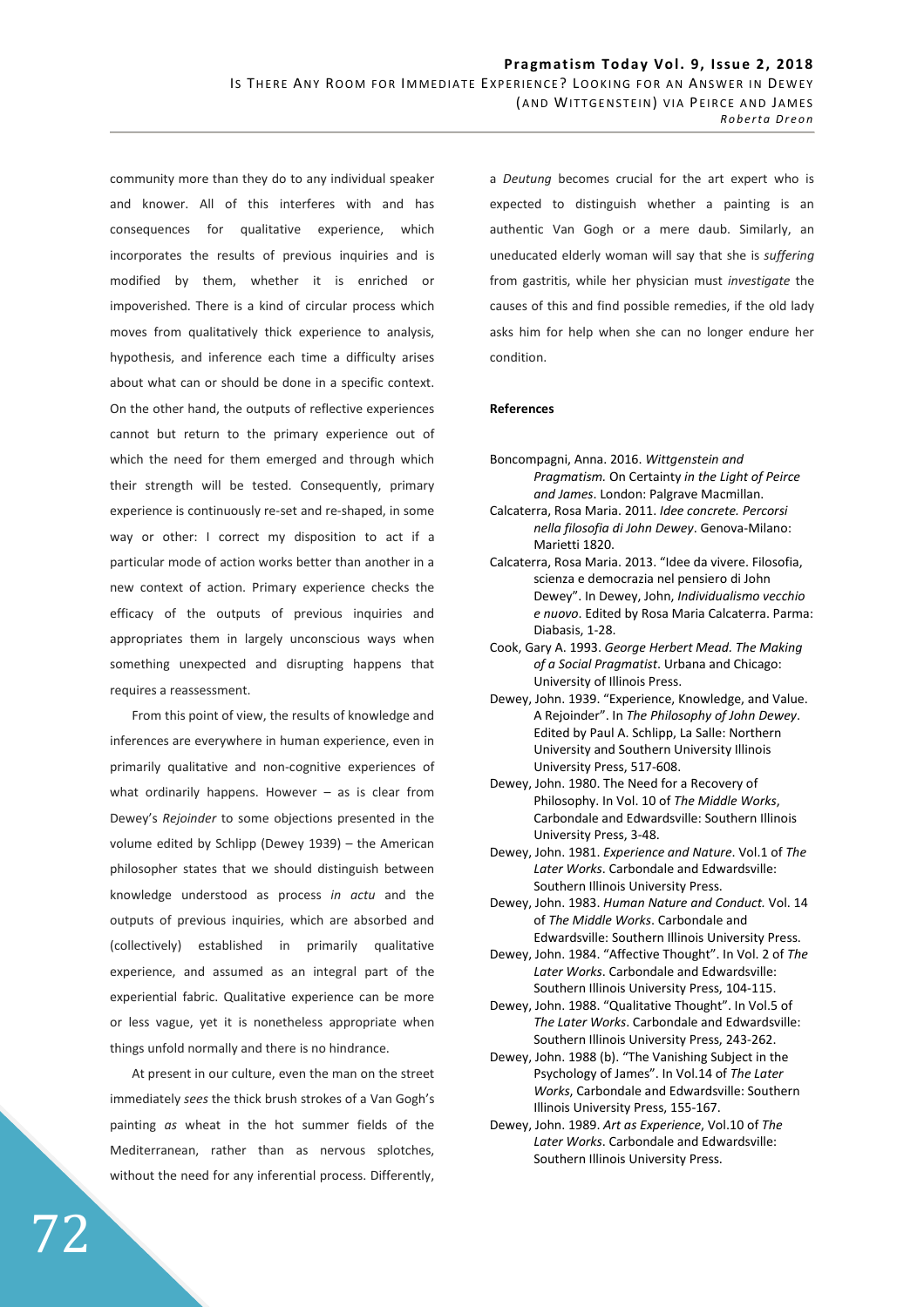community more than they do to any individual speaker and knower. All of this interferes with and has consequences for qualitative experience, which incorporates the results of previous inquiries and is modified by them, whether it is enriched or impoverished. There is a kind of circular process which moves from qualitatively thick experience to analysis, hypothesis, and inference each time a difficulty arises about what can or should be done in a specific context. On the other hand, the outputs of reflective experiences cannot but return to the primary experience out of which the need for them emerged and through which their strength will be tested. Consequently, primary experience is continuously re-set and re-shaped, in some way or other: I correct my disposition to act if a particular mode of action works better than another in a new context of action. Primary experience checks the efficacy of the outputs of previous inquiries and appropriates them in largely unconscious ways when something unexpected and disrupting happens that requires a reassessment.

From this point of view, the results of knowledge and inferences are everywhere in human experience, even in primarily qualitative and non-cognitive experiences of what ordinarily happens. However – as is clear from Dewey's *Rejoinder* to some objections presented in the volume edited by Schlipp (Dewey 1939) – the American philosopher states that we should distinguish between knowledge understood as process *in actu* and the outputs of previous inquiries, which are absorbed and (collectively) established in primarily qualitative experience, and assumed as an integral part of the experiential fabric. Qualitative experience can be more or less vague, yet it is nonetheless appropriate when things unfold normally and there is no hindrance.

At present in our culture, even the man on the street immediately *sees* the thick brush strokes of a Van Gogh's painting *as* wheat in the hot summer fields of the Mediterranean, rather than as nervous splotches, without the need for any inferential process. Differently, a *Deutung* becomes crucial for the art expert who is expected to distinguish whether a painting is an authentic Van Gogh or a mere daub. Similarly, an uneducated elderly woman will say that she is *suffering* from gastritis, while her physician must *investigate* the causes of this and find possible remedies, if the old lady asks him for help when she can no longer endure her condition.

**References**

Boncompagni, Anna. 2016. *Wittgenstein and Pragmatism.* On Certainty *in the Light of Peirce and James*. London: Palgrave Macmillan.

Calcaterra, Rosa Maria. 2011. *Idee concrete. Percorsi nella filosofia di John Dewey*. Genova-Milano: Marietti 1820.

Calcaterra, Rosa Maria. 2013. "Idee da vivere. Filosofia, scienza e democrazia nel pensiero di John Dewey". In Dewey, John, *Individualismo vecchio e nuovo*. Edited by Rosa Maria Calcaterra. Parma: Diabasis, 1-28.

Cook, Gary A. 1993. *George Herbert Mead. The Making of a Social Pragmatist*. Urbana and Chicago: University of Illinois Press.

Dewey, John. 1939. "Experience, Knowledge, and Value. A Rejoinder". In *The Philosophy of John Dewey*. Edited by Paul A. Schlipp, La Salle: Northern University and Southern University Illinois University Press, 517-608.

Dewey, John. 1980. The Need for a Recovery of Philosophy. In Vol. 10 of *The Middle Works*, Carbondale and Edwardsville: Southern Illinois University Press, 3-48.

Dewey, John. 1981. *Experience and Nature*. Vol.1 of *The Later Works*. Carbondale and Edwardsville: Southern Illinois University Press.

Dewey, John. 1983. *Human Nature and Conduct.* Vol. 14 of *The Middle Works*. Carbondale and Edwardsville: Southern Illinois University Press.

Dewey, John. 1984. "Affective Thought". In Vol. 2 of *The Later Works*. Carbondale and Edwardsville: Southern Illinois University Press, 104-115.

Dewey, John. 1988. "Qualitative Thought". In Vol.5 of *The Later Works*. Carbondale and Edwardsville: Southern Illinois University Press, 243-262.

Dewey, John. 1988 (b). "The Vanishing Subject in the Psychology of James". In Vol.14 of *The Later Works*, Carbondale and Edwardsville: Southern Illinois University Press, 155-167.

Dewey, John. 1989. *Art as Experience*, Vol.10 of *The Later Works*. Carbondale and Edwardsville: Southern Illinois University Press.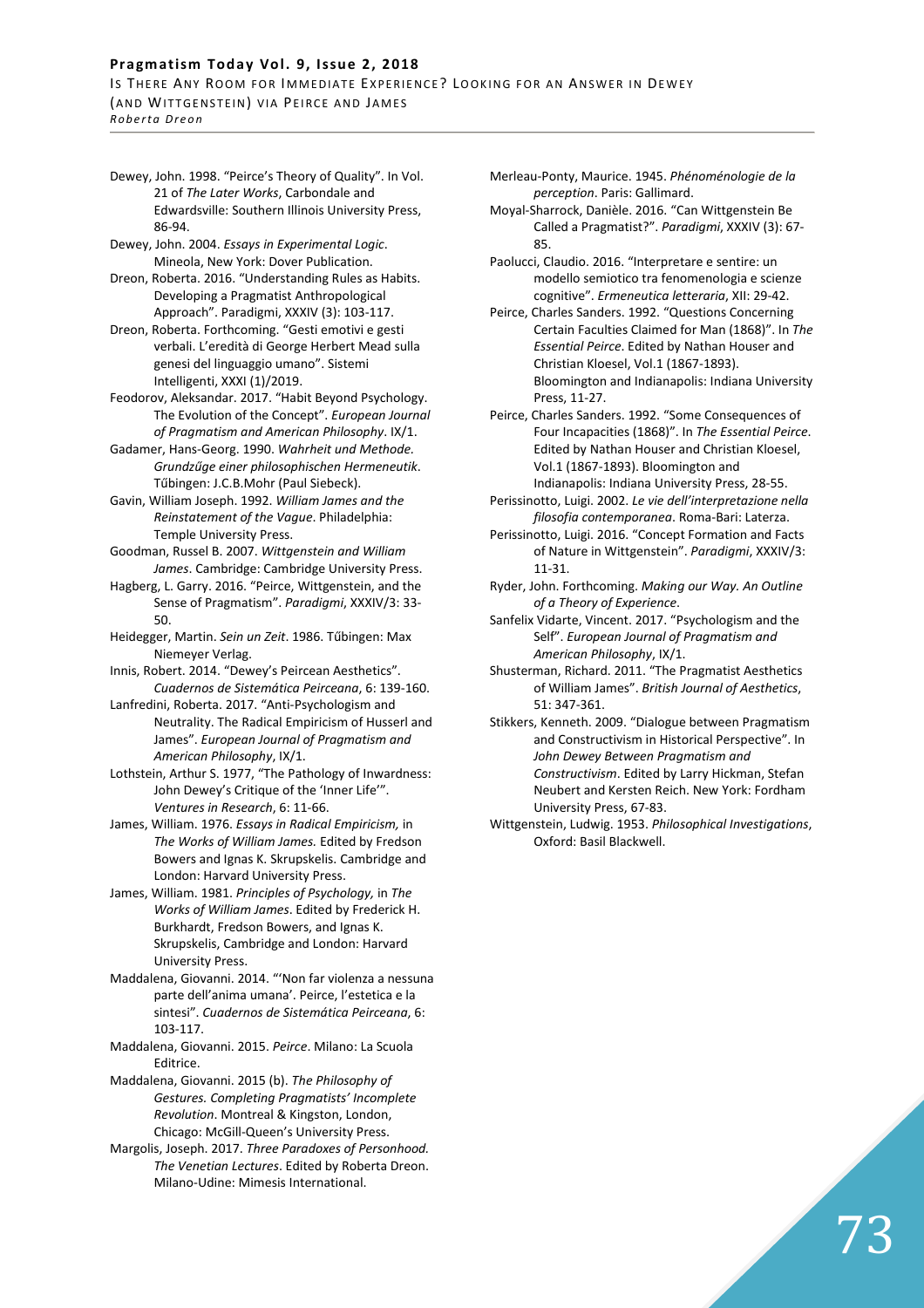Dewey, John. 1998. "Peirce's Theory of Quality". In Vol. 21 of *The Later Works*, Carbondale and Edwardsville: Southern Illinois University Press, 86-94.

Dewey, John. 2004. *Essays in Experimental Logic*. Mineola, New York: Dover Publication.

Dreon, Roberta. 2016. "Understanding Rules as Habits. Developing a Pragmatist Anthropological Approach". Paradigmi, XXXIV (3): 103-117.

Dreon, Roberta. Forthcoming. "Gesti emotivi e gesti verbali. L'eredità di George Herbert Mead sulla genesi del linguaggio umano". Sistemi Intelligenti, XXXI (1)/2019.

Feodorov, Aleksandar. 2017. "Habit Beyond Psychology. The Evolution of the Concept". *European Journal of Pragmatism and American Philosophy*. IX/1.

Gadamer, Hans-Georg. 1990. *Wahrheit und Methode. Grundzűge einer philosophischen Hermeneutik*. Tűbingen: J.C.B.Mohr (Paul Siebeck).

Gavin, William Joseph. 1992. *William James and the Reinstatement of the Vague*. Philadelphia: Temple University Press.

Goodman, Russel B. 2007. *Wittgenstein and William James*. Cambridge: Cambridge University Press.

Hagberg, L. Garry. 2016. "Peirce, Wittgenstein, and the Sense of Pragmatism". *Paradigmi*, XXXIV/3: 33-50.

Heidegger, Martin. *Sein un Zeit*. 1986. Tűbingen: Max Niemeyer Verlag.

Innis, Robert. 2014. "Dewey's Peircean Aesthetics". *Cuadernos de Sistemática Peirceana*, 6: 139-160.

Lanfredini, Roberta. 2017. "Anti-Psychologism and Neutrality. The Radical Empiricism of Husserl and James". *European Journal of Pragmatism and American Philosophy*, IX/1.

Lothstein, Arthur S. 1977, "The Pathology of Inwardness: John Dewey's Critique of the 'Inner Life'". *Ventures in Research*, 6: 11-66.

James, William. 1976. *Essays in Radical Empiricism,* in *The Works of William James.* Edited by Fredson Bowers and Ignas K. Skrupskelis. Cambridge and London: Harvard University Press.

James, William. 1981. *Principles of Psychology,* in *The Works of William James*. Edited by Frederick H. Burkhardt, Fredson Bowers, and Ignas K. Skrupskelis, Cambridge and London: Harvard University Press.

Maddalena, Giovanni. 2014. "'Non far violenza a nessuna parte dell'anima umana'. Peirce, l'estetica e la sintesi". *Cuadernos de Sistemática Peirceana*, 6: 103-117.

Maddalena, Giovanni. 2015. *Peirce*. Milano: La Scuola Editrice.

Maddalena, Giovanni. 2015 (b). *The Philosophy of Gestures. Completing Pragmatists' Incomplete Revolution*. Montreal & Kingston, London, Chicago: McGill-Queen's University Press.

Margolis, Joseph. 2017. *Three Paradoxes of Personhood. The Venetian Lectures*. Edited by Roberta Dreon. Milano-Udine: Mimesis International.

Merleau-Ponty, Maurice. 1945. *Phénoménologie de la perception*. Paris: Gallimard.

Moyal-Sharrock, Danièle. 2016. "Can Wittgenstein Be Called a Pragmatist?". *Paradigmi*, XXXIV (3): 67-85.

Paolucci, Claudio. 2016. "Interpretare e sentire: un modello semiotico tra fenomenologia e scienze cognitive". *Ermeneutica letteraria*, XII: 29-42.

Peirce, Charles Sanders. 1992. "Questions Concerning Certain Faculties Claimed for Man (1868)". In *The Essential Peirce*. Edited by Nathan Houser and Christian Kloesel, Vol.1 (1867-1893). Bloomington and Indianapolis: Indiana University Press, 11-27.

Peirce, Charles Sanders. 1992. "Some Consequences of Four Incapacities (1868)". In *The Essential Peirce*. Edited by Nathan Houser and Christian Kloesel, Vol.1 (1867-1893). Bloomington and Indianapolis: Indiana University Press, 28-55.

Perissinotto, Luigi. 2002. *Le vie dell'interpretazione nella filosofia contemporanea*. Roma-Bari: Laterza.

Perissinotto, Luigi. 2016. "Concept Formation and Facts of Nature in Wittgenstein". *Paradigmi*, XXXIV/3: 11-31.

Ryder, John. Forthcoming. *Making our Way. An Outline of a Theory of Experience*.

Sanfelix Vidarte, Vincent. 2017. "Psychologism and the Self". *European Journal of Pragmatism and American Philosophy*, IX/1.

Shusterman, Richard. 2011. "The Pragmatist Aesthetics of William James". *British Journal of Aesthetics*, 51: 347-361.

Stikkers, Kenneth. 2009. "Dialogue between Pragmatism and Constructivism in Historical Perspective". In *John Dewey Between Pragmatism and Constructivism*. Edited by Larry Hickman, Stefan Neubert and Kersten Reich. New York: Fordham University Press, 67-83.

Wittgenstein, Ludwig. 1953. *Philosophical Investigations*, Oxford: Basil Blackwell.